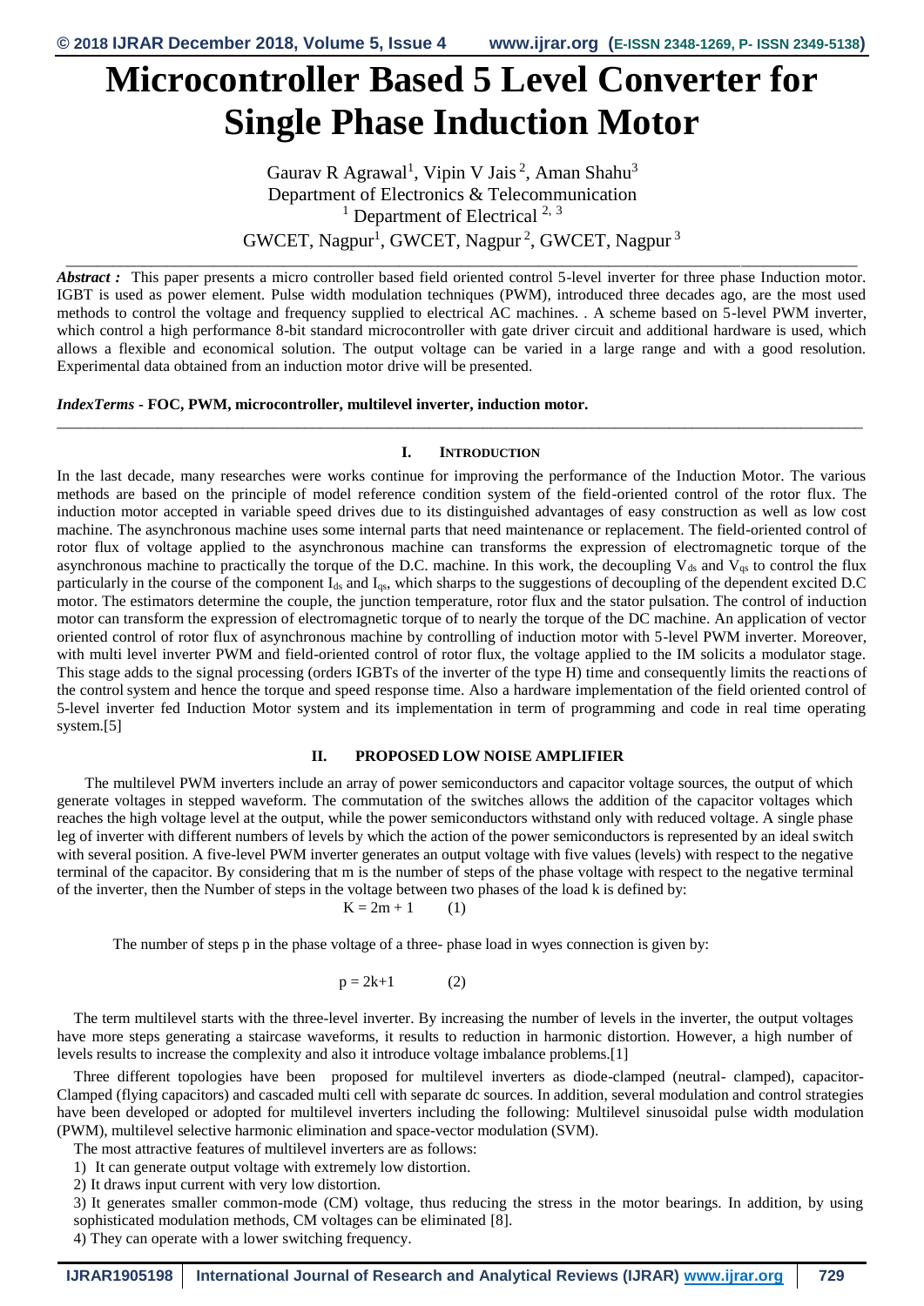# Microcontroller Based 5 Level Converter for Single Phase Induction Motor

Gaurav R Agrawal[1], Vipin V Jais[2], Aman Shahu[3]
Department of Electronics & Telecommunication
[1] Department of Electrical [2, 3]
GWCET, Nagpur[1], GWCET, Nagpur[2], GWCET, Nagpur[3]

***Abstract :*** This paper presents a micro controller based field oriented control 5-level inverter for three phase Induction motor. IGBT is used as power element. Pulse width modulation techniques (PWM), introduced three decades ago, are the most used methods to control the voltage and frequency supplied to electrical AC machines. . A scheme based on 5-level PWM inverter, which control a high performance 8-bit standard microcontroller with gate driver circuit and additional hardware is used, which allows a flexible and economical solution. The output voltage can be varied in a large range and with a good resolution. Experimental data obtained from an induction motor drive will be presented.

***IndexTerms*** **- FOC, PWM, microcontroller, multilevel inverter, induction motor.**

## I. Introduction

In the last decade, many researches were works continue for improving the performance of the Induction Motor. The various methods are based on the principle of model reference condition system of the field-oriented control of the rotor flux. The induction motor accepted in variable speed drives due to its distinguished advantages of easy construction as well as low cost machine. The asynchronous machine uses some internal parts that need maintenance or replacement. The field-oriented control of rotor flux of voltage applied to the asynchronous machine can transforms the expression of electromagnetic torque of the asynchronous machine to practically the torque of the D.C. machine. In this work, the decoupling $V_{ds}$ and $V_{qs}$ to control the flux particularly in the course of the component $I_{ds}$ and $I_{qs}$, which sharps to the suggestions of decoupling of the dependent excited D.C motor. The estimators determine the couple, the junction temperature, rotor flux and the stator pulsation. The control of induction motor can transform the expression of electromagnetic torque of to nearly the torque of the DC machine. An application of vector oriented control of rotor flux of asynchronous machine by controlling of induction motor with 5-level PWM inverter. Moreover, with multi level inverter PWM and field-oriented control of rotor flux, the voltage applied to the IM solicits a modulator stage. This stage adds to the signal processing (orders IGBTs of the inverter of the type H) time and consequently limits the reactions of the control system and hence the torque and speed response time. Also a hardware implementation of the field oriented control of 5-level inverter fed Induction Motor system and its implementation in term of programming and code in real time operating system.[5]

## II. Proposed Low Noise Amplifier

The multilevel PWM inverters include an array of power semiconductors and capacitor voltage sources, the output of which generate voltages in stepped waveform. The commutation of the switches allows the addition of the capacitor voltages which reaches the high voltage level at the output, while the power semiconductors withstand only with reduced voltage. A single phase leg of inverter with different numbers of levels by which the action of the power semiconductors is represented by an ideal switch with several position. A five-level PWM inverter generates an output voltage with five values (levels) with respect to the negative terminal of the capacitor. By considering that m is the number of steps of the phase voltage with respect to the negative terminal of the inverter, then the Number of steps in the voltage between two phases of the load k is defined by:

$$K = 2m + 1 \qquad (1)$$

The number of steps p in the phase voltage of a three- phase load in wyes connection is given by:

$$p = 2k+1 \qquad (2)$$

The term multilevel starts with the three-level inverter. By increasing the number of levels in the inverter, the output voltages have more steps generating a staircase waveforms, it results to reduction in harmonic distortion. However, a high number of levels results to increase the complexity and also it introduce voltage imbalance problems.[1]

Three different topologies have been proposed for multilevel inverters as diode-clamped (neutral- clamped), capacitor-Clamped (flying capacitors) and cascaded multi cell with separate dc sources. In addition, several modulation and control strategies have been developed or adopted for multilevel inverters including the following: Multilevel sinusoidal pulse width modulation (PWM), multilevel selective harmonic elimination and space-vector modulation (SVM).

The most attractive features of multilevel inverters are as follows:

1) It can generate output voltage with extremely low distortion.
2) It draws input current with very low distortion.
3) It generates smaller common-mode (CM) voltage, thus reducing the stress in the motor bearings. In addition, by using sophisticated modulation methods, CM voltages can be eliminated [8].
4) They can operate with a lower switching frequency.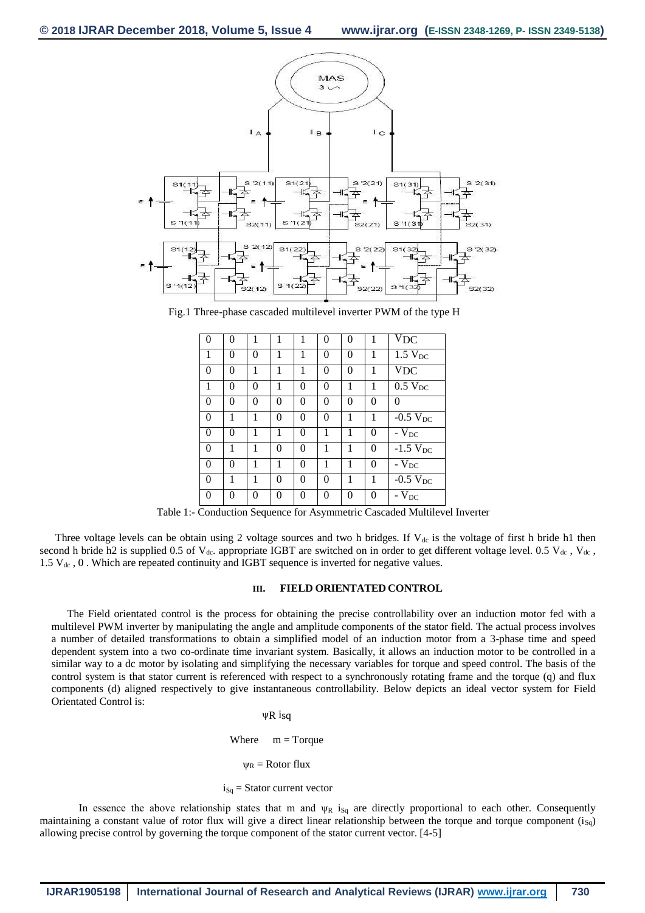Fig.1 Three-phase cascaded multilevel inverter PWM of the type H

| 0 | 0 | 1 | 1 | 1 | 0 | 0 | 1 | $V_{DC}$ |
|---|---|---|---|---|---|---|---|---|
| 1 | 0 | 0 | 1 | 1 | 0 | 0 | 1 | $1.5\ V_{DC}$ |
| 0 | 0 | 1 | 1 | 1 | 0 | 0 | 1 | $V_{DC}$ |
| 1 | 0 | 0 | 1 | 0 | 0 | 1 | 1 | $0.5\ V_{DC}$ |
| 0 | 0 | 0 | 0 | 0 | 0 | 0 | 0 | 0 |
| 0 | 1 | 1 | 0 | 0 | 0 | 1 | 1 | $-0.5\ V_{DC}$ |
| 0 | 0 | 1 | 1 | 0 | 1 | 1 | 0 | $-\ V_{DC}$ |
| 0 | 1 | 1 | 0 | 0 | 1 | 1 | 0 | $-1.5\ V_{DC}$ |
| 0 | 0 | 1 | 1 | 0 | 1 | 1 | 0 | $-\ V_{DC}$ |
| 0 | 1 | 1 | 0 | 0 | 0 | 1 | 1 | $-0.5\ V_{DC}$ |
| 0 | 0 | 0 | 0 | 0 | 0 | 0 | 0 | $-\ V_{DC}$ |

Table 1:- Conduction Sequence for Asymmetric Cascaded Multilevel Inverter

Three voltage levels can be obtain using 2 voltage sources and two h bridges. If $V_{dc}$ is the voltage of first h bride h1 then second h bride h2 is supplied 0.5 of $V_{dc}$. appropriate IGBT are switched on in order to get different voltage level. 0.5 $V_{dc}$ , $V_{dc}$ , 1.5 $V_{dc}$ , 0 . Which are repeated continuity and IGBT sequence is inverted for negative values.

### III. FIELD ORIENTATED CONTROL

The Field orientated control is the process for obtaining the precise controllability over an induction motor fed with a multilevel PWM inverter by manipulating the angle and amplitude components of the stator field. The actual process involves a number of detailed transformations to obtain a simplified model of an induction motor from a 3-phase time and speed dependent system into a two co-ordinate time invariant system. Basically, it allows an induction motor to be controlled in a similar way to a dc motor by isolating and simplifying the necessary variables for torque and speed control. The basis of the control system is that stator current is referenced with respect to a synchronously rotating frame and the torque (q) and flux components (d) aligned respectively to give instantaneous controllability. Below depicts an ideal vector system for Field Orientated Control is:

$$\psi_R\ i_{sq}$$

Where m = Torque

$\psi_R$ = Rotor flux

$i_{Sq}$ = Stator current vector

In essence the above relationship states that m and $\psi_R$ $i_{Sq}$ are directly proportional to each other. Consequently maintaining a constant value of rotor flux will give a direct linear relationship between the torque and torque component ($i_{Sq}$) allowing precise control by governing the torque component of the stator current vector. [4-5]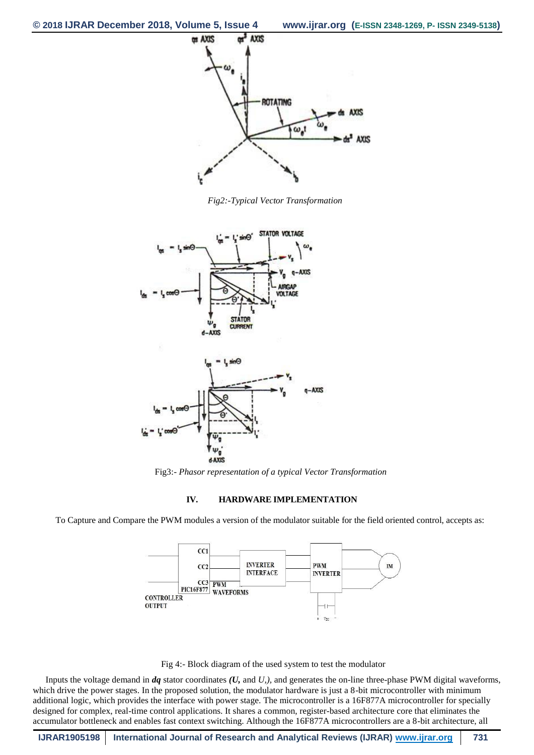Fig2:-*Typical Vector Transformation*

Fig3:- *Phasor representation of a typical Vector Transformation*

## IV. HARDWARE IMPLEMENTATION

To Capture and Compare the PWM modules a version of the modulator suitable for the field oriented control, accepts as:

Fig 4:- Block diagram of the used system to test the modulator

Inputs the voltage demand in ***dq*** stator coordinates ***(U,*** and *U,),* and generates the on-line three-phase PWM digital waveforms, which drive the power stages. In the proposed solution, the modulator hardware is just a 8-bit microcontroller with minimum additional logic, which provides the interface with power stage. The microcontroller is a 16F877A microcontroller for specially designed for complex, real-time control applications. It shares a common, register-based architecture core that eliminates the accumulator bottleneck and enables fast context switching. Although the 16F877A microcontrollers are a 8-bit architecture, all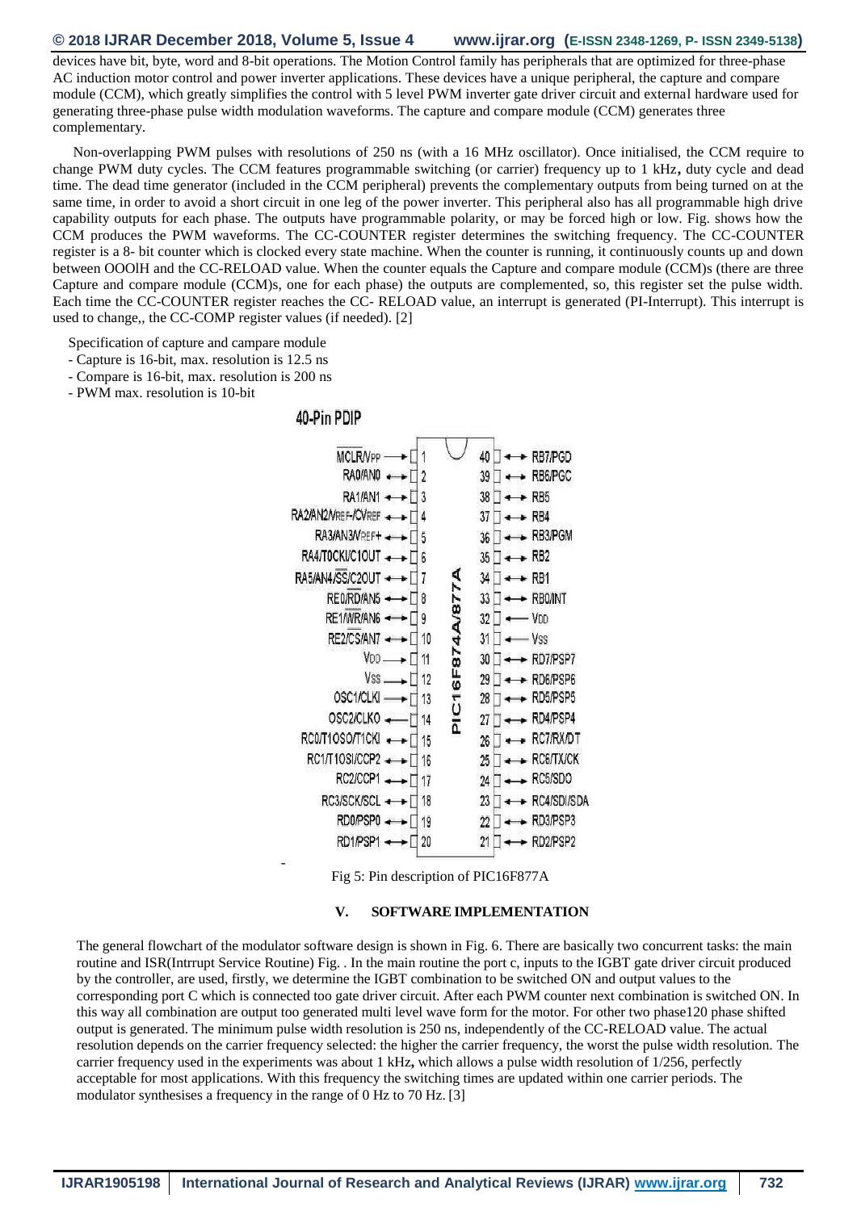devices have bit, byte, word and 8-bit operations. The Motion Control family has peripherals that are optimized for three-phase AC induction motor control and power inverter applications. These devices have a unique peripheral, the capture and compare module (CCM), which greatly simplifies the control with 5 level PWM inverter gate driver circuit and external hardware used for generating three-phase pulse width modulation waveforms. The capture and compare module (CCM) generates three complementary.

Non-overlapping PWM pulses with resolutions of 250 ns (with a 16 MHz oscillator). Once initialised, the CCM require to change PWM duty cycles. The CCM features programmable switching (or carrier) frequency up to 1 kHz**,** duty cycle and dead time. The dead time generator (included in the CCM peripheral) prevents the complementary outputs from being turned on at the same time, in order to avoid a short circuit in one leg of the power inverter. This peripheral also has all programmable high drive capability outputs for each phase. The outputs have programmable polarity, or may be forced high or low. Fig. shows how the CCM produces the PWM waveforms. The CC-COUNTER register determines the switching frequency. The CC-COUNTER register is a 8- bit counter which is clocked every state machine. When the counter is running, it continuously counts up and down between OOOlH and the CC-RELOAD value. When the counter equals the Capture and compare module (CCM)s (there are three Capture and compare module (CCM)s, one for each phase) the outputs are complemented, so, this register set the pulse width. Each time the CC-COUNTER register reaches the CC- RELOAD value, an interrupt is generated (PI-Interrupt). This interrupt is used to change,, the CC-COMP register values (if needed). [2]

Specification of capture and campare module

- Capture is 16-bit, max. resolution is 12.5 ns
- Compare is 16-bit, max. resolution is 200 ns
- PWM max. resolution is 10-bit

40-Pin PDIP

| Pin | Name | Pin | Name |
|---|---|---|---|
| 1 | MCLR/VPP | 40 | RB7/PGD |
| 2 | RA0/AN0 | 39 | RB6/PGC |
| 3 | RA1/AN1 | 38 | RB5 |
| 4 | RA2/AN2/VREF-/CVREF | 37 | RB4 |
| 5 | RA3/AN3/VREF+ | 36 | RB3/PGM |
| 6 | RA4/T0CKI/C1OUT | 35 | RB2 |
| 7 | RA5/AN4/SS/C2OUT | 34 | RB1 |
| 8 | RE0/RD/AN5 | 33 | RB0/INT |
| 9 | RE1/WR/AN6 | 32 | VDD |
| 10 | RE2/CS/AN7 | 31 | VSS |
| 11 | VDD | 30 | RD7/PSP7 |
| 12 | VSS | 29 | RD6/PSP6 |
| 13 | OSC1/CLKI | 28 | RD5/PSP5 |
| 14 | OSC2/CLKO | 27 | RD4/PSP4 |
| 15 | RC0/T1OSO/T1CKI | 26 | RC7/RX/DT |
| 16 | RC1/T1OSI/CCP2 | 25 | RC6/TX/CK |
| 17 | RC2/CCP1 | 24 | RC5/SDO |
| 18 | RC3/SCK/SCL | 23 | RC4/SDI/SDA |
| 19 | RD0/PSP0 | 22 | RD3/PSP3 |
| 20 | RD1/PSP1 | 21 | RD2/PSP2 |

PIC16F874A/877A

Fig 5: Pin description of PIC16F877A

## V. SOFTWARE IMPLEMENTATION

The general flowchart of the modulator software design is shown in Fig. 6. There are basically two concurrent tasks: the main routine and ISR(Intrrupt Service Routine) Fig. . In the main routine the port c, inputs to the IGBT gate driver circuit produced by the controller, are used, firstly, we determine the IGBT combination to be switched ON and output values to the corresponding port C which is connected too gate driver circuit. After each PWM counter next combination is switched ON. In this way all combination are output too generated multi level wave form for the motor. For other two phase120 phase shifted output is generated. The minimum pulse width resolution is 250 ns, independently of the CC-RELOAD value. The actual resolution depends on the carrier frequency selected: the higher the carrier frequency, the worst the pulse width resolution. The carrier frequency used in the experiments was about 1 kHz**,** which allows a pulse width resolution of 1/256, perfectly acceptable for most applications. With this frequency the switching times are updated within one carrier periods. The modulator synthesises a frequency in the range of 0 Hz to 70 Hz. [3]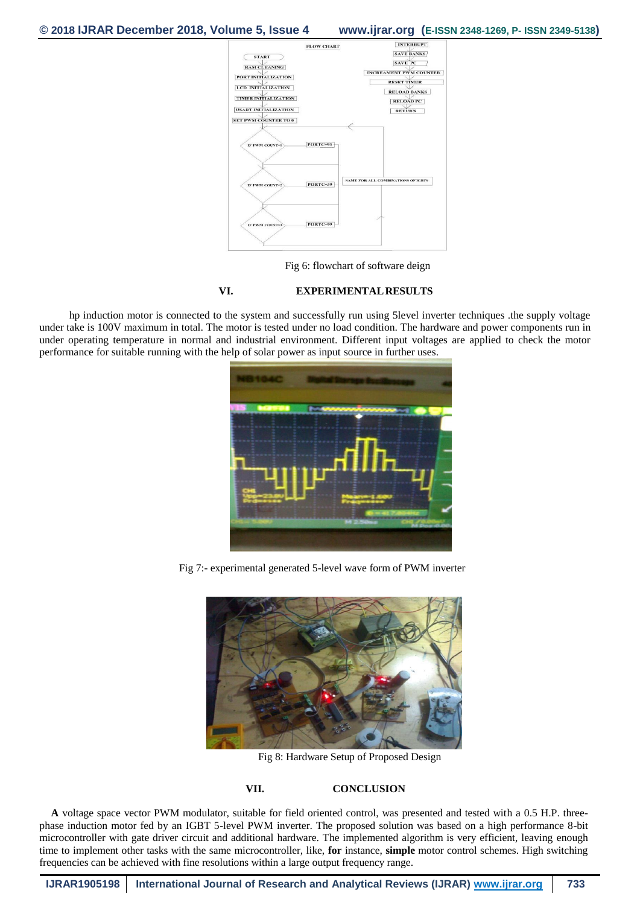Fig 6: flowchart of software deign

## VI. EXPERIMENTAL RESULTS

hp induction motor is connected to the system and successfully run using 5level inverter techniques .the supply voltage under take is 100V maximum in total. The motor is tested under no load condition. The hardware and power components run in under operating temperature in normal and industrial environment. Different input voltages are applied to check the motor performance for suitable running with the help of solar power as input source in further uses.

Fig 7:- experimental generated 5-level wave form of PWM inverter

Fig 8: Hardware Setup of Proposed Design

## VII. CONCLUSION

**A** voltage space vector PWM modulator, suitable for field oriented control, was presented and tested with a 0.5 H.P. three-phase induction motor fed by an IGBT 5-level PWM inverter. The proposed solution was based on a high performance 8-bit microcontroller with gate driver circuit and additional hardware. The implemented algorithm is very efficient, leaving enough time to implement other tasks with the same microcontroller, like, **for** instance, **simple** motor control schemes. High switching frequencies can be achieved with fine resolutions within a large output frequency range.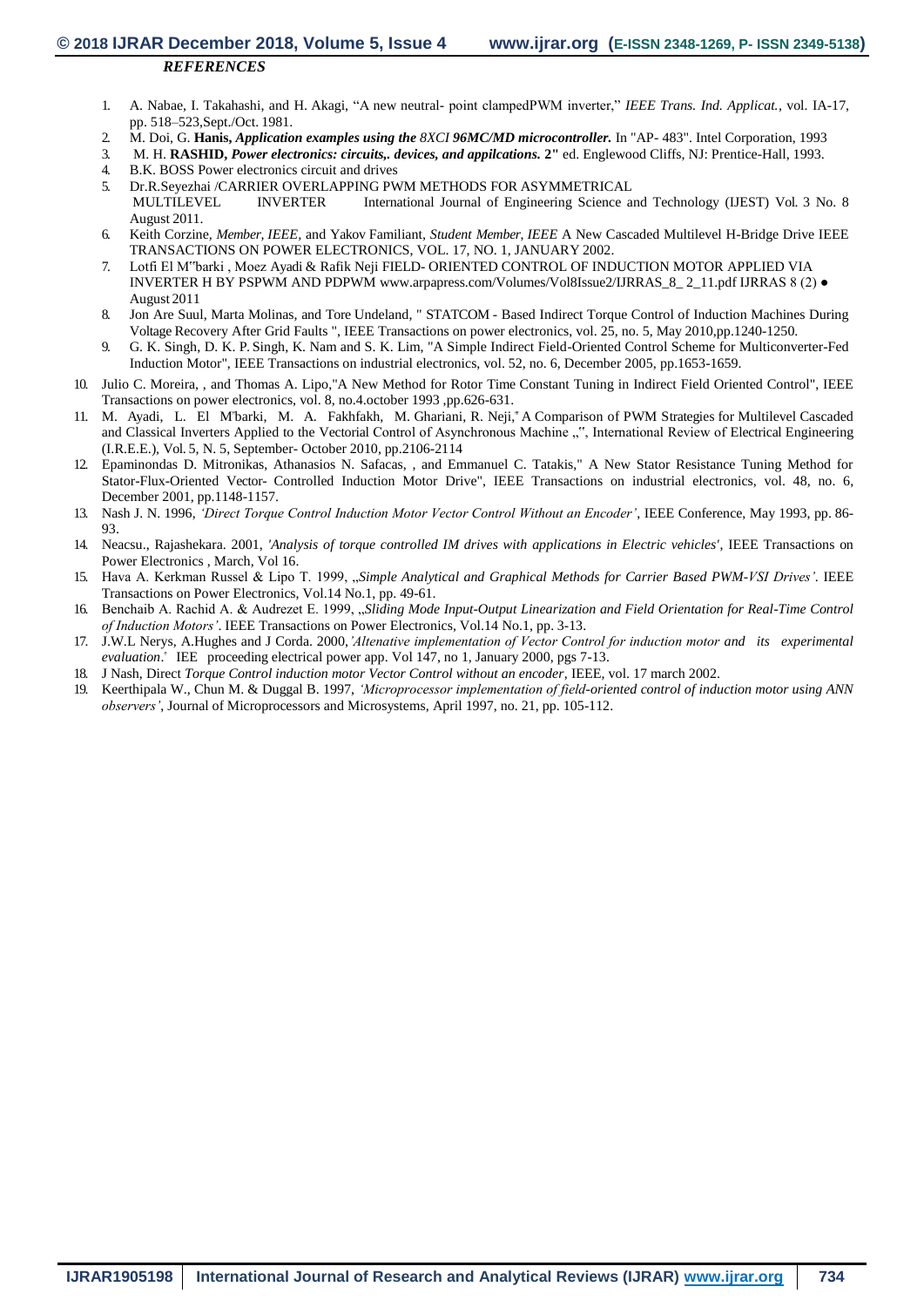*REFERENCES*

1. A. Nabae, I. Takahashi, and H. Akagi, "A new neutral- point clampedPWM inverter," *IEEE Trans. Ind. Applicat.*, vol. IA-17, pp. 518–523,Sept./Oct. 1981.
2. M. Doi, G. **Hanis,** ***Application examples using the*** *8XCI* ***96MC/MD microcontroller.*** In "AP- 483". Intel Corporation, 1993
3. M. H. **RASHID,** ***Power electronics: circuits,. devices, and appilcations.*** **2"** ed. Englewood Cliffs, NJ: Prentice-Hall, 1993.
4. B.K. BOSS Power electronics circuit and drives
5. Dr.R.Seyezhai /CARRIER OVERLAPPING PWM METHODS FOR ASYMMETRICAL MULTILEVEL INVERTER International Journal of Engineering Science and Technology (IJEST) Vol. 3 No. 8 August 2011.
6. Keith Corzine, *Member, IEEE,* and Yakov Familiant, *Student Member, IEEE* A New Cascaded Multilevel H-Bridge Drive IEEE TRANSACTIONS ON POWER ELECTRONICS, VOL. 17, NO. 1, JANUARY 2002.
7. Lotfi El M"barki , Moez Ayadi & Rafik Neji FIELD- ORIENTED CONTROL OF INDUCTION MOTOR APPLIED VIA INVERTER H BY PSPWM AND PDPWM www.arpapress.com/Volumes/Vol8Issue2/IJRRAS_8_ 2_11.pdf IJRRAS 8 (2) ● August 2011
8. Jon Are Suul, Marta Molinas, and Tore Undeland, " STATCOM - Based Indirect Torque Control of Induction Machines During Voltage Recovery After Grid Faults ", IEEE Transactions on power electronics, vol. 25, no. 5, May 2010,pp.1240-1250.
9. G. K. Singh, D. K. P. Singh, K. Nam and S. K. Lim, "A Simple Indirect Field-Oriented Control Scheme for Multiconverter-Fed Induction Motor", IEEE Transactions on industrial electronics, vol. 52, no. 6, December 2005, pp.1653-1659.
10. Julio C. Moreira, , and Thomas A. Lipo,"A New Method for Rotor Time Constant Tuning in Indirect Field Oriented Control", IEEE Transactions on power electronics, vol. 8, no.4.october 1993 ,pp.626-631.
11. M. Ayadi, L. El M'barki, M. A. Fakhfakh, M. Ghariani, R. Neji," A Comparison of PWM Strategies for Multilevel Cascaded and Classical Inverters Applied to the Vectorial Control of Asynchronous Machine „", International Review of Electrical Engineering (I.R.E.E.), Vol. 5, N. 5, September- October 2010, pp.2106-2114
12. Epaminondas D. Mitronikas, Athanasios N. Safacas, , and Emmanuel C. Tatakis," A New Stator Resistance Tuning Method for Stator-Flux-Oriented Vector- Controlled Induction Motor Drive", IEEE Transactions on industrial electronics, vol. 48, no. 6, December 2001, pp.1148-1157.
13. Nash J. N. 1996, *'Direct Torque Control Induction Motor Vector Control Without an Encoder'*, IEEE Conference, May 1993, pp. 86-93.
14. Neacsu., Rajashekara. 2001, *'Analysis of torque controlled IM drives with applications in Electric vehicles'*, IEEE Transactions on Power Electronics , March, Vol 16.
15. Hava A. Kerkman Russel & Lipo T. 1999, „*Simple Analytical and Graphical Methods for Carrier Based PWM-VSI Drives'*. IEEE Transactions on Power Electronics, Vol.14 No.1, pp. 49-61.
16. Benchaib A. Rachid A. & Audrezet E. 1999, „*Sliding Mode Input-Output Linearization and Field Orientation for Real-Time Control of Induction Motors'*. IEEE Transactions on Power Electronics, Vol.14 No.1, pp. 3-13.
17. J.W.L Nerys, A.Hughes and J Corda. 2000, *'Altenative implementation of Vector Control for induction motor and its experimental evaluation.'* IEE proceeding electrical power app. Vol 147, no 1, January 2000, pgs 7-13.
18. J Nash, Direct *Torque Control induction motor Vector Control without an encoder*, IEEE, vol. 17 march 2002.
19. Keerthipala W., Chun M. & Duggal B. 1997, *'Microprocessor implementation of field-oriented control of induction motor using ANN observers'*, Journal of Microprocessors and Microsystems, April 1997, no. 21, pp. 105-112.